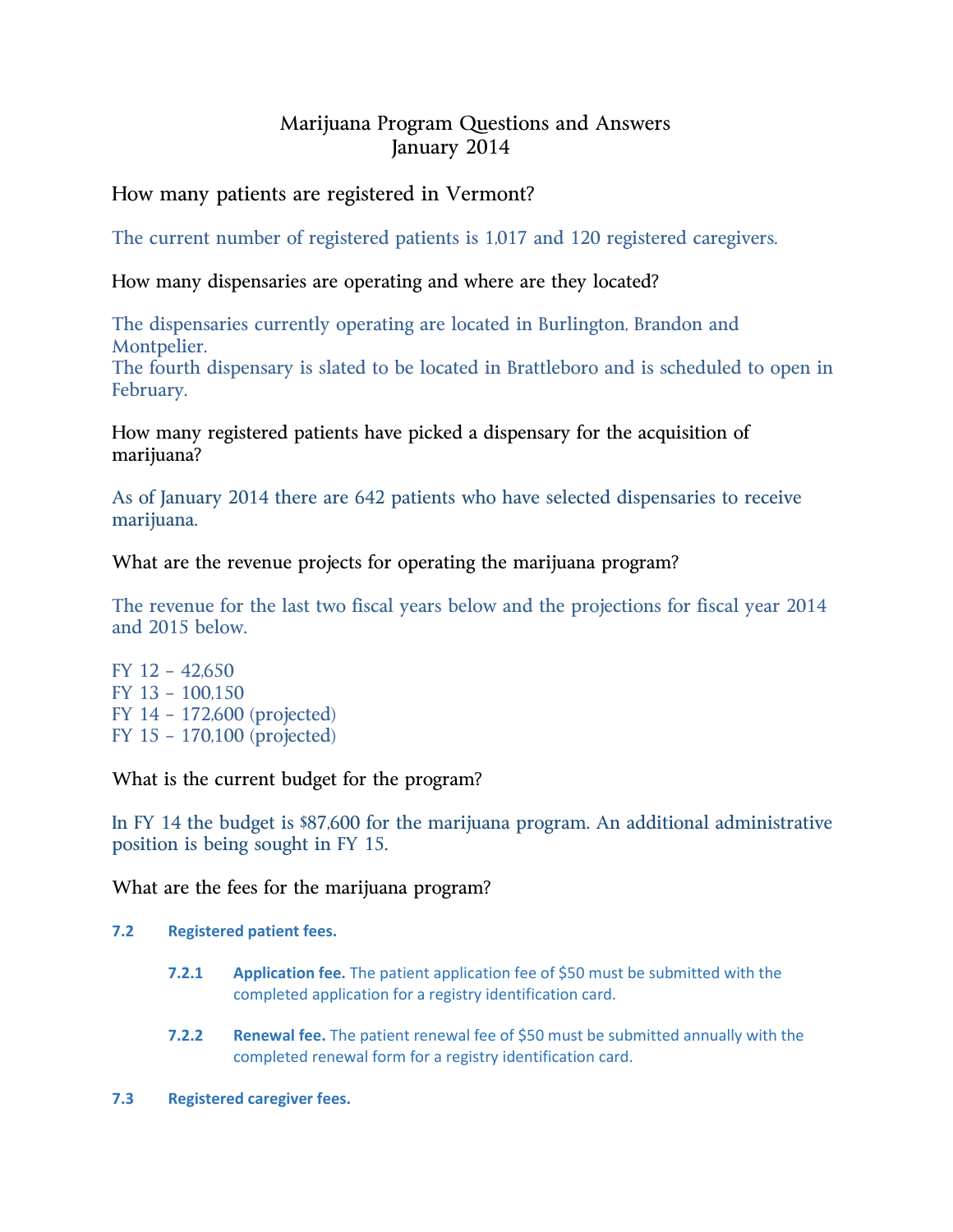# Marijuana Program Questions and Answers
## January 2014

### How many patients are registered in Vermont?

The current number of registered patients is 1,017 and 120 registered caregivers.

### How many dispensaries are operating and where are they located?

The dispensaries currently operating are located in Burlington, Brandon and Montpelier.
The fourth dispensary is slated to be located in Brattleboro and is scheduled to open in February.

### How many registered patients have picked a dispensary for the acquisition of marijuana?

As of January 2014 there are 642 patients who have selected dispensaries to receive marijuana.

### What are the revenue projects for operating the marijuana program?

The revenue for the last two fiscal years below and the projections for fiscal year 2014 and 2015 below.

FY 12 – 42,650
FY 13 – 100,150
FY 14 – 172,600 (projected)
FY 15 – 170,100 (projected)

### What is the current budget for the program?

In FY 14 the budget is $87,600 for the marijuana program. An additional administrative position is being sought in FY 15.

### What are the fees for the marijuana program?

**7.2 Registered patient fees.**

**7.2.1 Application fee.** The patient application fee of $50 must be submitted with the completed application for a registry identification card.

**7.2.2 Renewal fee.** The patient renewal fee of $50 must be submitted annually with the completed renewal form for a registry identification card.

**7.3 Registered caregiver fees.**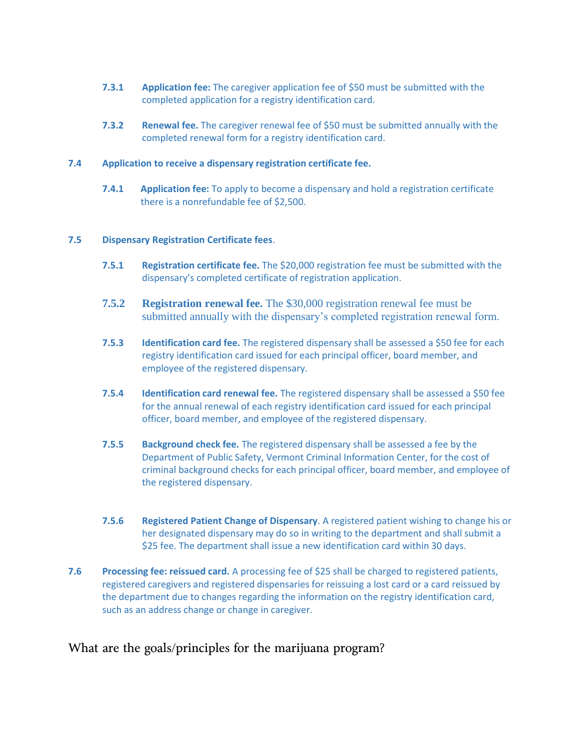**7.3.1 Application fee:** The caregiver application fee of $50 must be submitted with the completed application for a registry identification card.

**7.3.2 Renewal fee.** The caregiver renewal fee of $50 must be submitted annually with the completed renewal form for a registry identification card.

**7.4 Application to receive a dispensary registration certificate fee.**

**7.4.1 Application fee:** To apply to become a dispensary and hold a registration certificate there is a nonrefundable fee of $2,500.

**7.5 Dispensary Registration Certificate fees**.

**7.5.1 Registration certificate fee.** The $20,000 registration fee must be submitted with the dispensary's completed certificate of registration application.

**7.5.2 Registration renewal fee.** The $30,000 registration renewal fee must be submitted annually with the dispensary's completed registration renewal form.

**7.5.3 Identification card fee.** The registered dispensary shall be assessed a $50 fee for each registry identification card issued for each principal officer, board member, and employee of the registered dispensary.

**7.5.4 Identification card renewal fee.** The registered dispensary shall be assessed a $50 fee for the annual renewal of each registry identification card issued for each principal officer, board member, and employee of the registered dispensary.

**7.5.5 Background check fee.** The registered dispensary shall be assessed a fee by the Department of Public Safety, Vermont Criminal Information Center, for the cost of criminal background checks for each principal officer, board member, and employee of the registered dispensary.

**7.5.6 Registered Patient Change of Dispensary**. A registered patient wishing to change his or her designated dispensary may do so in writing to the department and shall submit a $25 fee. The department shall issue a new identification card within 30 days.

**7.6 Processing fee: reissued card.** A processing fee of $25 shall be charged to registered patients, registered caregivers and registered dispensaries for reissuing a lost card or a card reissued by the department due to changes regarding the information on the registry identification card, such as an address change or change in caregiver.

What are the goals/principles for the marijuana program?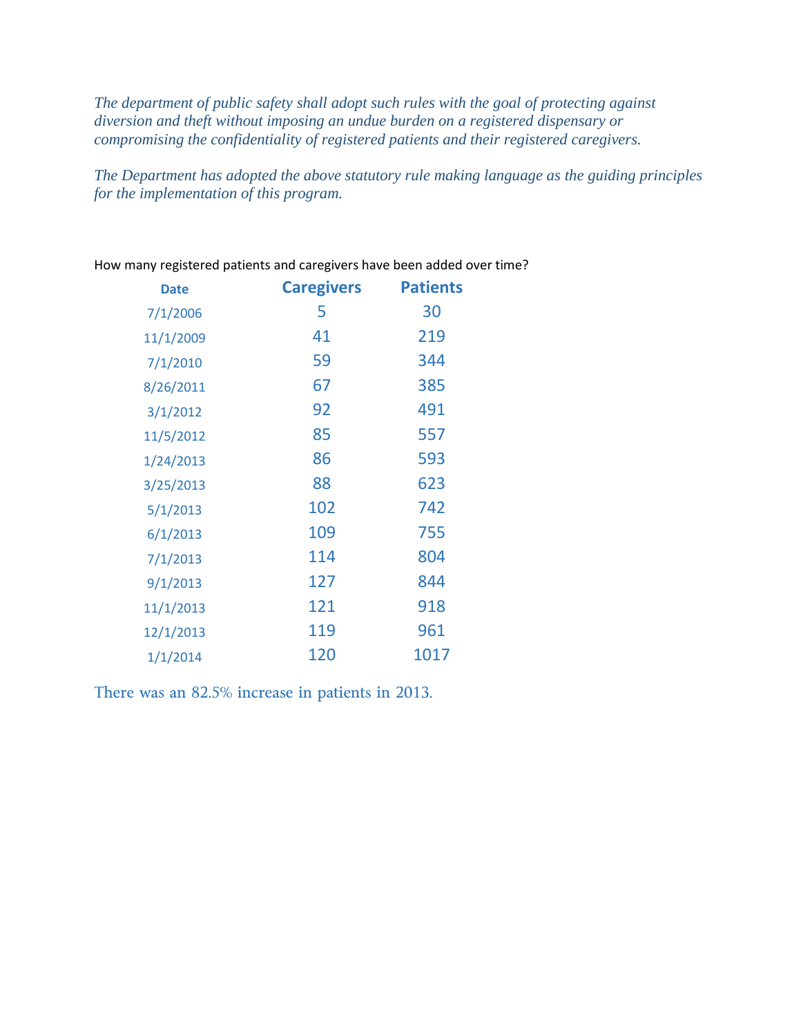*The department of public safety shall adopt such rules with the goal of protecting against diversion and theft without imposing an undue burden on a registered dispensary or compromising the confidentiality of registered patients and their registered caregivers.*

*The Department has adopted the above statutory rule making language as the guiding principles for the implementation of this program.*

How many registered patients and caregivers have been added over time?

| Date | Caregivers | Patients |
|---|---|---|
| 7/1/2006 | 5 | 30 |
| 11/1/2009 | 41 | 219 |
| 7/1/2010 | 59 | 344 |
| 8/26/2011 | 67 | 385 |
| 3/1/2012 | 92 | 491 |
| 11/5/2012 | 85 | 557 |
| 1/24/2013 | 86 | 593 |
| 3/25/2013 | 88 | 623 |
| 5/1/2013 | 102 | 742 |
| 6/1/2013 | 109 | 755 |
| 7/1/2013 | 114 | 804 |
| 9/1/2013 | 127 | 844 |
| 11/1/2013 | 121 | 918 |
| 12/1/2013 | 119 | 961 |
| 1/1/2014 | 120 | 1017 |

There was an 82.5% increase in patients in 2013.